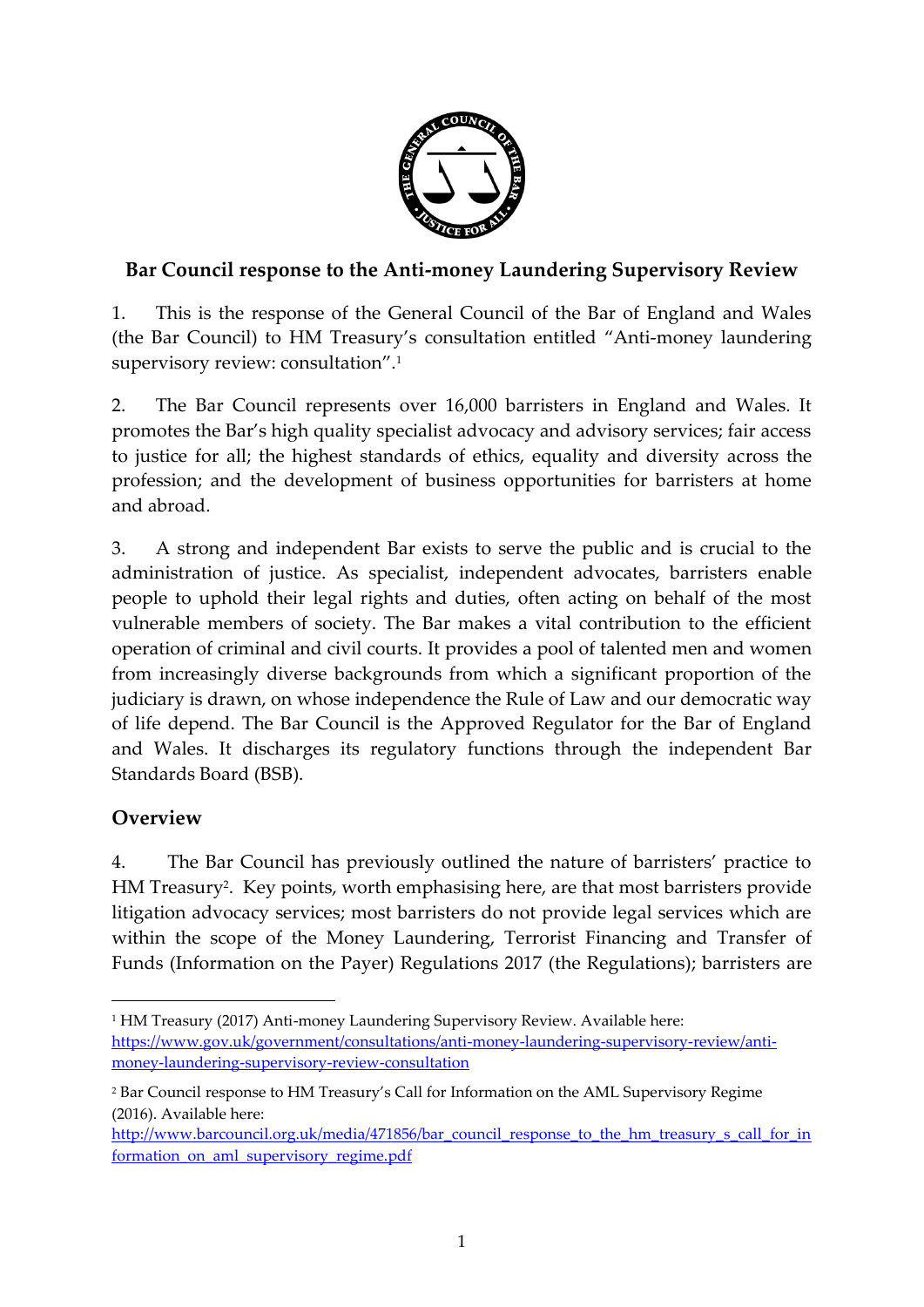## Bar Council response to the Anti-money Laundering Supervisory Review

1. This is the response of the General Council of the Bar of England and Wales (the Bar Council) to HM Treasury's consultation entitled "Anti-money laundering supervisory review: consultation".[1]

2. The Bar Council represents over 16,000 barristers in England and Wales. It promotes the Bar's high quality specialist advocacy and advisory services; fair access to justice for all; the highest standards of ethics, equality and diversity across the profession; and the development of business opportunities for barristers at home and abroad.

3. A strong and independent Bar exists to serve the public and is crucial to the administration of justice. As specialist, independent advocates, barristers enable people to uphold their legal rights and duties, often acting on behalf of the most vulnerable members of society. The Bar makes a vital contribution to the efficient operation of criminal and civil courts. It provides a pool of talented men and women from increasingly diverse backgrounds from which a significant proportion of the judiciary is drawn, on whose independence the Rule of Law and our democratic way of life depend. The Bar Council is the Approved Regulator for the Bar of England and Wales. It discharges its regulatory functions through the independent Bar Standards Board (BSB).

## Overview

4. The Bar Council has previously outlined the nature of barristers' practice to HM Treasury[2]. Key points, worth emphasising here, are that most barristers provide litigation advocacy services; most barristers do not provide legal services which are within the scope of the Money Laundering, Terrorist Financing and Transfer of Funds (Information on the Payer) Regulations 2017 (the Regulations); barristers are

---

[1] HM Treasury (2017) Anti-money Laundering Supervisory Review. Available here: https://www.gov.uk/government/consultations/anti-money-laundering-supervisory-review/anti-money-laundering-supervisory-review-consultation

[2] Bar Council response to HM Treasury's Call for Information on the AML Supervisory Regime (2016). Available here: http://www.barcouncil.org.uk/media/471856/bar_council_response_to_the_hm_treasury_s_call_for_information_on_aml_supervisory_regime.pdf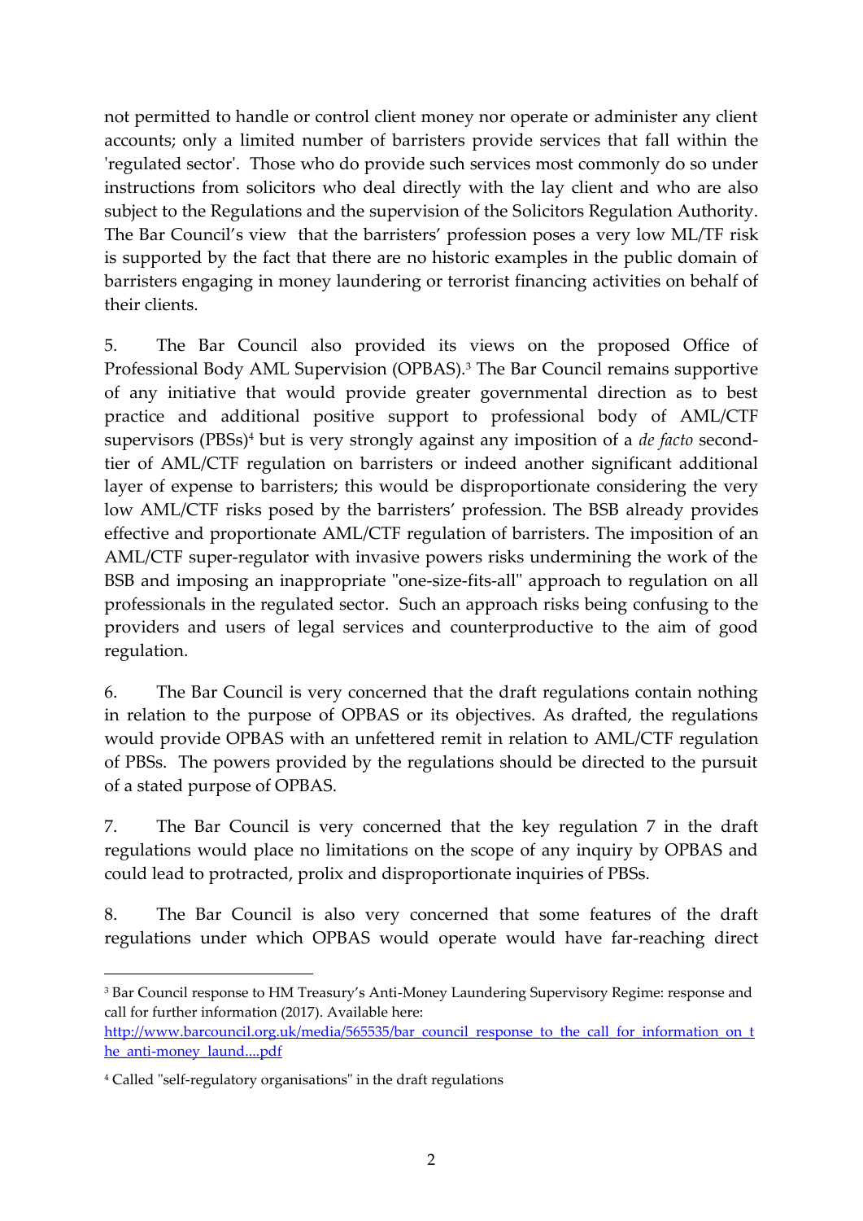not permitted to handle or control client money nor operate or administer any client accounts; only a limited number of barristers provide services that fall within the 'regulated sector'. Those who do provide such services most commonly do so under instructions from solicitors who deal directly with the lay client and who are also subject to the Regulations and the supervision of the Solicitors Regulation Authority. The Bar Council's view that the barristers' profession poses a very low ML/TF risk is supported by the fact that there are no historic examples in the public domain of barristers engaging in money laundering or terrorist financing activities on behalf of their clients.

5. The Bar Council also provided its views on the proposed Office of Professional Body AML Supervision (OPBAS).[3] The Bar Council remains supportive of any initiative that would provide greater governmental direction as to best practice and additional positive support to professional body of AML/CTF supervisors (PBSs)[4] but is very strongly against any imposition of a *de facto* second-tier of AML/CTF regulation on barristers or indeed another significant additional layer of expense to barristers; this would be disproportionate considering the very low AML/CTF risks posed by the barristers' profession. The BSB already provides effective and proportionate AML/CTF regulation of barristers. The imposition of an AML/CTF super-regulator with invasive powers risks undermining the work of the BSB and imposing an inappropriate "one-size-fits-all" approach to regulation on all professionals in the regulated sector. Such an approach risks being confusing to the providers and users of legal services and counterproductive to the aim of good regulation.

6. The Bar Council is very concerned that the draft regulations contain nothing in relation to the purpose of OPBAS or its objectives. As drafted, the regulations would provide OPBAS with an unfettered remit in relation to AML/CTF regulation of PBSs. The powers provided by the regulations should be directed to the pursuit of a stated purpose of OPBAS.

7. The Bar Council is very concerned that the key regulation 7 in the draft regulations would place no limitations on the scope of any inquiry by OPBAS and could lead to protracted, prolix and disproportionate inquiries of PBSs.

8. The Bar Council is also very concerned that some features of the draft regulations under which OPBAS would operate would have far-reaching direct

---

[3] Bar Council response to HM Treasury's Anti-Money Laundering Supervisory Regime: response and call for further information (2017). Available here: http://www.barcouncil.org.uk/media/565535/bar_council_response_to_the_call_for_information_on_the_anti-money_laund....pdf

[4] Called "self-regulatory organisations" in the draft regulations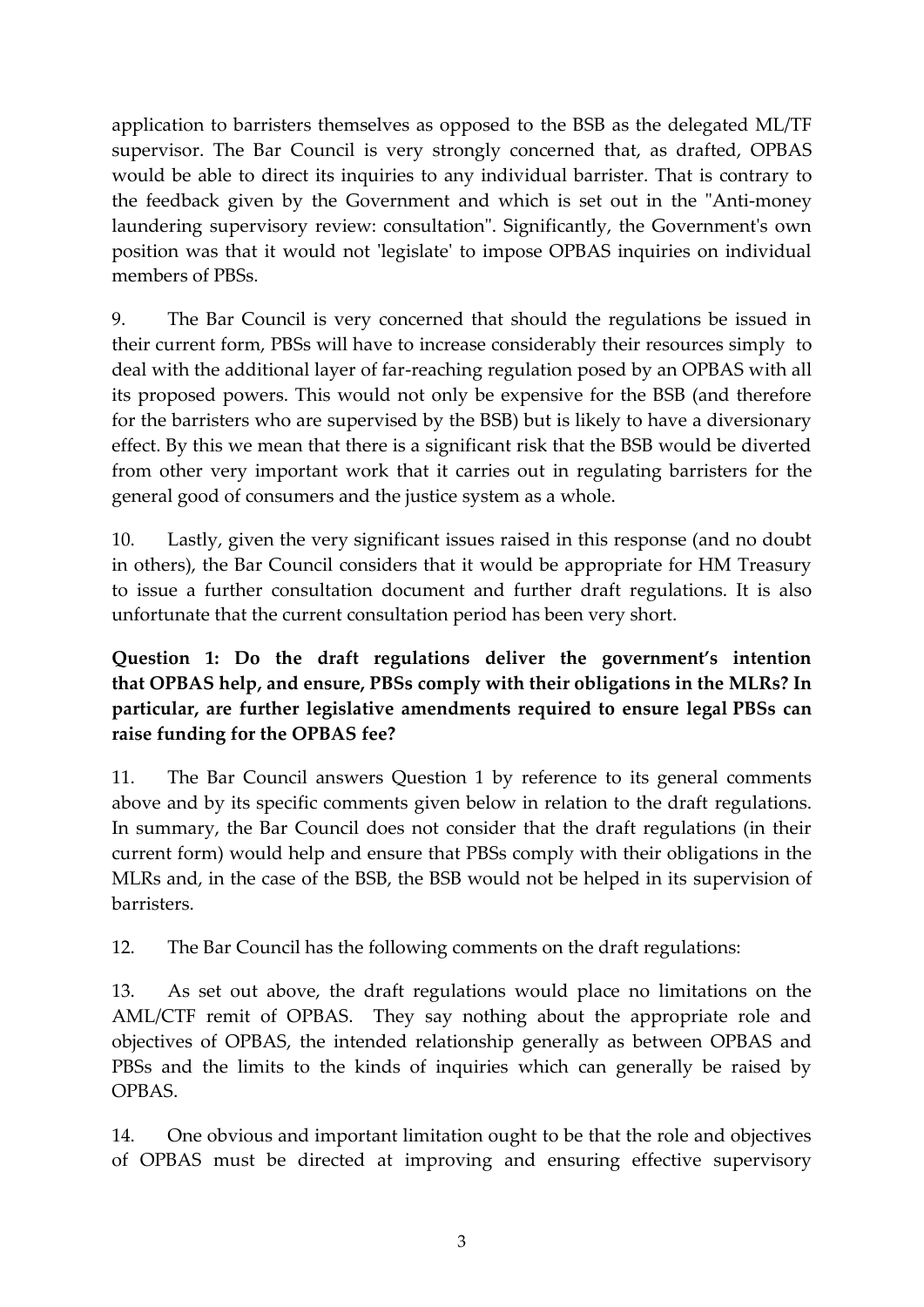application to barristers themselves as opposed to the BSB as the delegated ML/TF supervisor. The Bar Council is very strongly concerned that, as drafted, OPBAS would be able to direct its inquiries to any individual barrister. That is contrary to the feedback given by the Government and which is set out in the "Anti-money laundering supervisory review: consultation". Significantly, the Government's own position was that it would not 'legislate' to impose OPBAS inquiries on individual members of PBSs.

9. The Bar Council is very concerned that should the regulations be issued in their current form, PBSs will have to increase considerably their resources simply to deal with the additional layer of far-reaching regulation posed by an OPBAS with all its proposed powers. This would not only be expensive for the BSB (and therefore for the barristers who are supervised by the BSB) but is likely to have a diversionary effect. By this we mean that there is a significant risk that the BSB would be diverted from other very important work that it carries out in regulating barristers for the general good of consumers and the justice system as a whole.

10. Lastly, given the very significant issues raised in this response (and no doubt in others), the Bar Council considers that it would be appropriate for HM Treasury to issue a further consultation document and further draft regulations. It is also unfortunate that the current consultation period has been very short.

**Question 1: Do the draft regulations deliver the government's intention that OPBAS help, and ensure, PBSs comply with their obligations in the MLRs? In particular, are further legislative amendments required to ensure legal PBSs can raise funding for the OPBAS fee?**

11. The Bar Council answers Question 1 by reference to its general comments above and by its specific comments given below in relation to the draft regulations. In summary, the Bar Council does not consider that the draft regulations (in their current form) would help and ensure that PBSs comply with their obligations in the MLRs and, in the case of the BSB, the BSB would not be helped in its supervision of barristers.

12. The Bar Council has the following comments on the draft regulations:

13. As set out above, the draft regulations would place no limitations on the AML/CTF remit of OPBAS. They say nothing about the appropriate role and objectives of OPBAS, the intended relationship generally as between OPBAS and PBSs and the limits to the kinds of inquiries which can generally be raised by OPBAS.

14. One obvious and important limitation ought to be that the role and objectives of OPBAS must be directed at improving and ensuring effective supervisory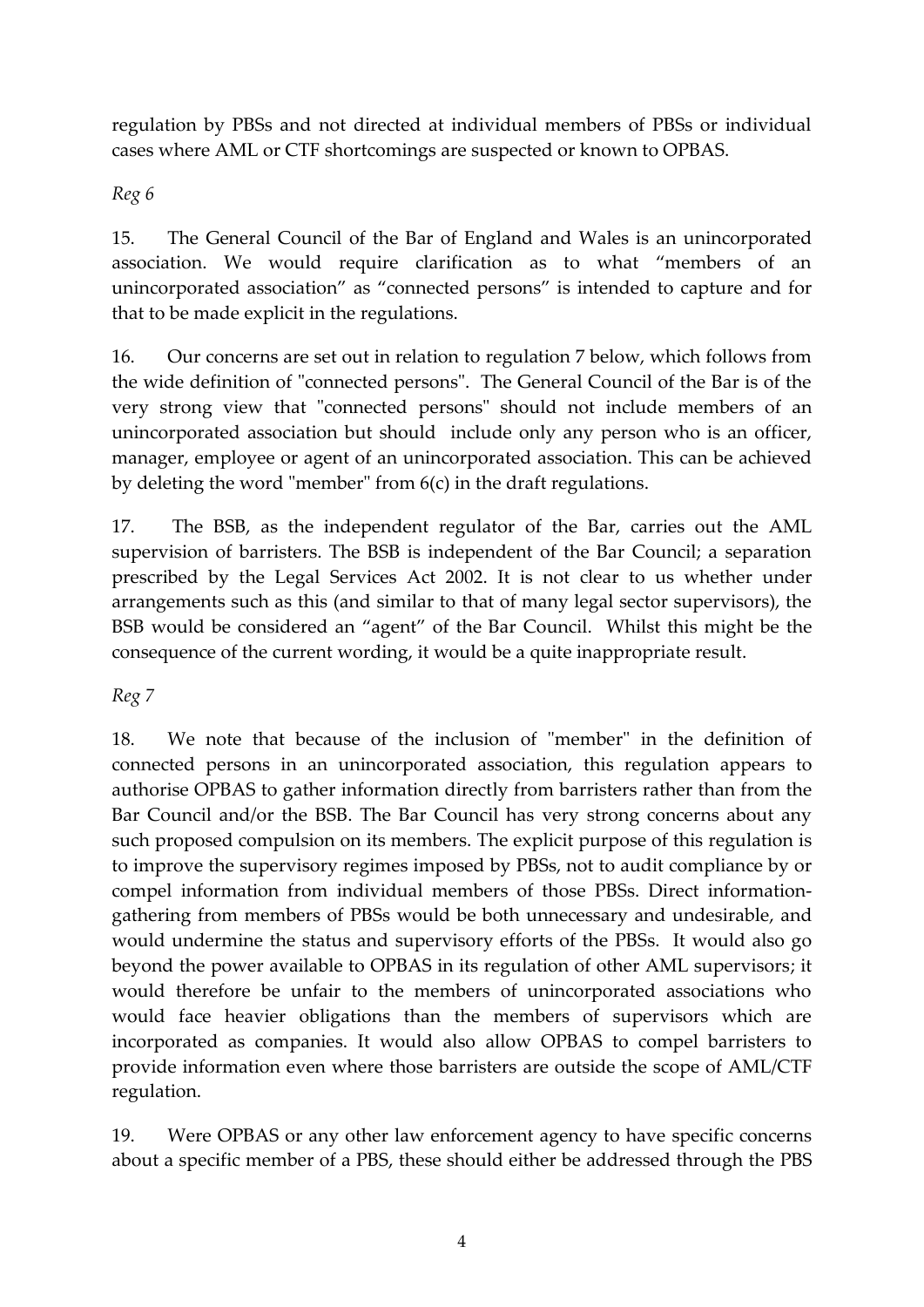regulation by PBSs and not directed at individual members of PBSs or individual cases where AML or CTF shortcomings are suspected or known to OPBAS.

*Reg 6*

15. The General Council of the Bar of England and Wales is an unincorporated association. We would require clarification as to what “members of an unincorporated association” as “connected persons” is intended to capture and for that to be made explicit in the regulations.

16. Our concerns are set out in relation to regulation 7 below, which follows from the wide definition of "connected persons". The General Council of the Bar is of the very strong view that "connected persons" should not include members of an unincorporated association but should include only any person who is an officer, manager, employee or agent of an unincorporated association. This can be achieved by deleting the word "member" from 6(c) in the draft regulations.

17. The BSB, as the independent regulator of the Bar, carries out the AML supervision of barristers. The BSB is independent of the Bar Council; a separation prescribed by the Legal Services Act 2002. It is not clear to us whether under arrangements such as this (and similar to that of many legal sector supervisors), the BSB would be considered an “agent” of the Bar Council. Whilst this might be the consequence of the current wording, it would be a quite inappropriate result.

*Reg 7*

18. We note that because of the inclusion of "member" in the definition of connected persons in an unincorporated association, this regulation appears to authorise OPBAS to gather information directly from barristers rather than from the Bar Council and/or the BSB. The Bar Council has very strong concerns about any such proposed compulsion on its members. The explicit purpose of this regulation is to improve the supervisory regimes imposed by PBSs, not to audit compliance by or compel information from individual members of those PBSs. Direct information-gathering from members of PBSs would be both unnecessary and undesirable, and would undermine the status and supervisory efforts of the PBSs. It would also go beyond the power available to OPBAS in its regulation of other AML supervisors; it would therefore be unfair to the members of unincorporated associations who would face heavier obligations than the members of supervisors which are incorporated as companies. It would also allow OPBAS to compel barristers to provide information even where those barristers are outside the scope of AML/CTF regulation.

19. Were OPBAS or any other law enforcement agency to have specific concerns about a specific member of a PBS, these should either be addressed through the PBS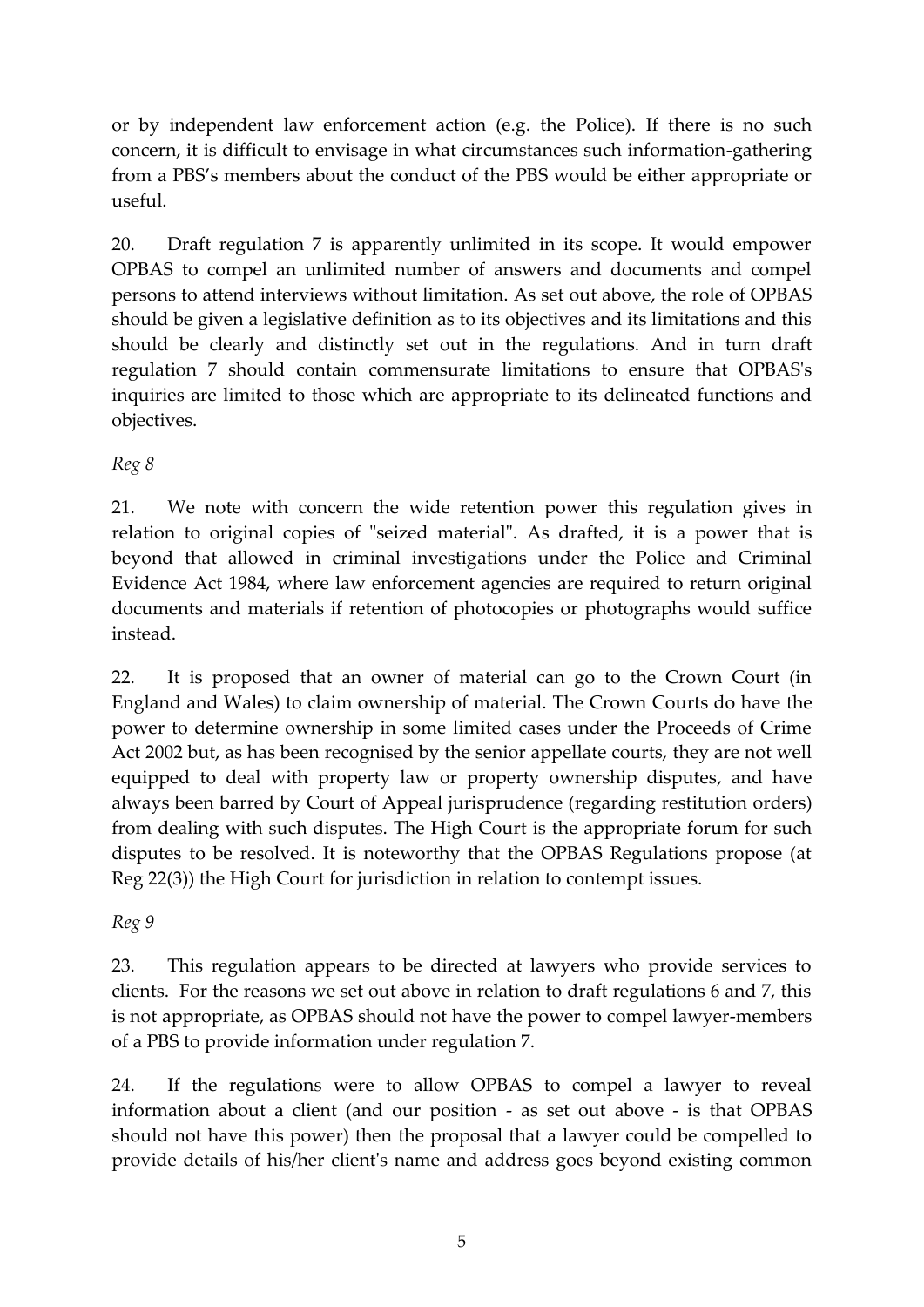or by independent law enforcement action (e.g. the Police). If there is no such concern, it is difficult to envisage in what circumstances such information-gathering from a PBS's members about the conduct of the PBS would be either appropriate or useful.

20. Draft regulation 7 is apparently unlimited in its scope. It would empower OPBAS to compel an unlimited number of answers and documents and compel persons to attend interviews without limitation. As set out above, the role of OPBAS should be given a legislative definition as to its objectives and its limitations and this should be clearly and distinctly set out in the regulations. And in turn draft regulation 7 should contain commensurate limitations to ensure that OPBAS's inquiries are limited to those which are appropriate to its delineated functions and objectives.

*Reg 8*

21. We note with concern the wide retention power this regulation gives in relation to original copies of "seized material". As drafted, it is a power that is beyond that allowed in criminal investigations under the Police and Criminal Evidence Act 1984, where law enforcement agencies are required to return original documents and materials if retention of photocopies or photographs would suffice instead.

22. It is proposed that an owner of material can go to the Crown Court (in England and Wales) to claim ownership of material. The Crown Courts do have the power to determine ownership in some limited cases under the Proceeds of Crime Act 2002 but, as has been recognised by the senior appellate courts, they are not well equipped to deal with property law or property ownership disputes, and have always been barred by Court of Appeal jurisprudence (regarding restitution orders) from dealing with such disputes. The High Court is the appropriate forum for such disputes to be resolved. It is noteworthy that the OPBAS Regulations propose (at Reg 22(3)) the High Court for jurisdiction in relation to contempt issues.

*Reg 9*

23. This regulation appears to be directed at lawyers who provide services to clients. For the reasons we set out above in relation to draft regulations 6 and 7, this is not appropriate, as OPBAS should not have the power to compel lawyer-members of a PBS to provide information under regulation 7.

24. If the regulations were to allow OPBAS to compel a lawyer to reveal information about a client (and our position - as set out above - is that OPBAS should not have this power) then the proposal that a lawyer could be compelled to provide details of his/her client's name and address goes beyond existing common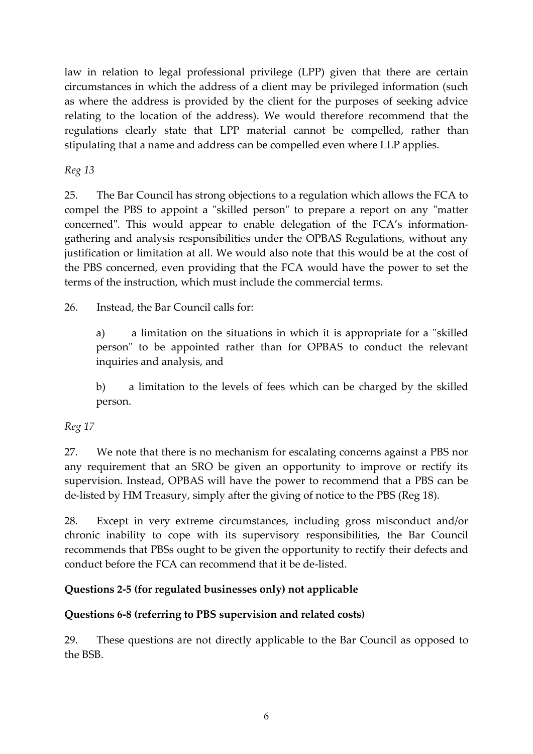law in relation to legal professional privilege (LPP) given that there are certain circumstances in which the address of a client may be privileged information (such as where the address is provided by the client for the purposes of seeking advice relating to the location of the address). We would therefore recommend that the regulations clearly state that LPP material cannot be compelled, rather than stipulating that a name and address can be compelled even where LLP applies.

*Reg 13*

25. The Bar Council has strong objections to a regulation which allows the FCA to compel the PBS to appoint a "skilled person" to prepare a report on any "matter concerned". This would appear to enable delegation of the FCA's information-gathering and analysis responsibilities under the OPBAS Regulations, without any justification or limitation at all. We would also note that this would be at the cost of the PBS concerned, even providing that the FCA would have the power to set the terms of the instruction, which must include the commercial terms.

26. Instead, the Bar Council calls for:

a) a limitation on the situations in which it is appropriate for a "skilled person" to be appointed rather than for OPBAS to conduct the relevant inquiries and analysis, and

b) a limitation to the levels of fees which can be charged by the skilled person.

*Reg 17*

27. We note that there is no mechanism for escalating concerns against a PBS nor any requirement that an SRO be given an opportunity to improve or rectify its supervision. Instead, OPBAS will have the power to recommend that a PBS can be de-listed by HM Treasury, simply after the giving of notice to the PBS (Reg 18).

28. Except in very extreme circumstances, including gross misconduct and/or chronic inability to cope with its supervisory responsibilities, the Bar Council recommends that PBSs ought to be given the opportunity to rectify their defects and conduct before the FCA can recommend that it be de-listed.

**Questions 2-5 (for regulated businesses only) not applicable**

**Questions 6-8 (referring to PBS supervision and related costs)**

29. These questions are not directly applicable to the Bar Council as opposed to the BSB.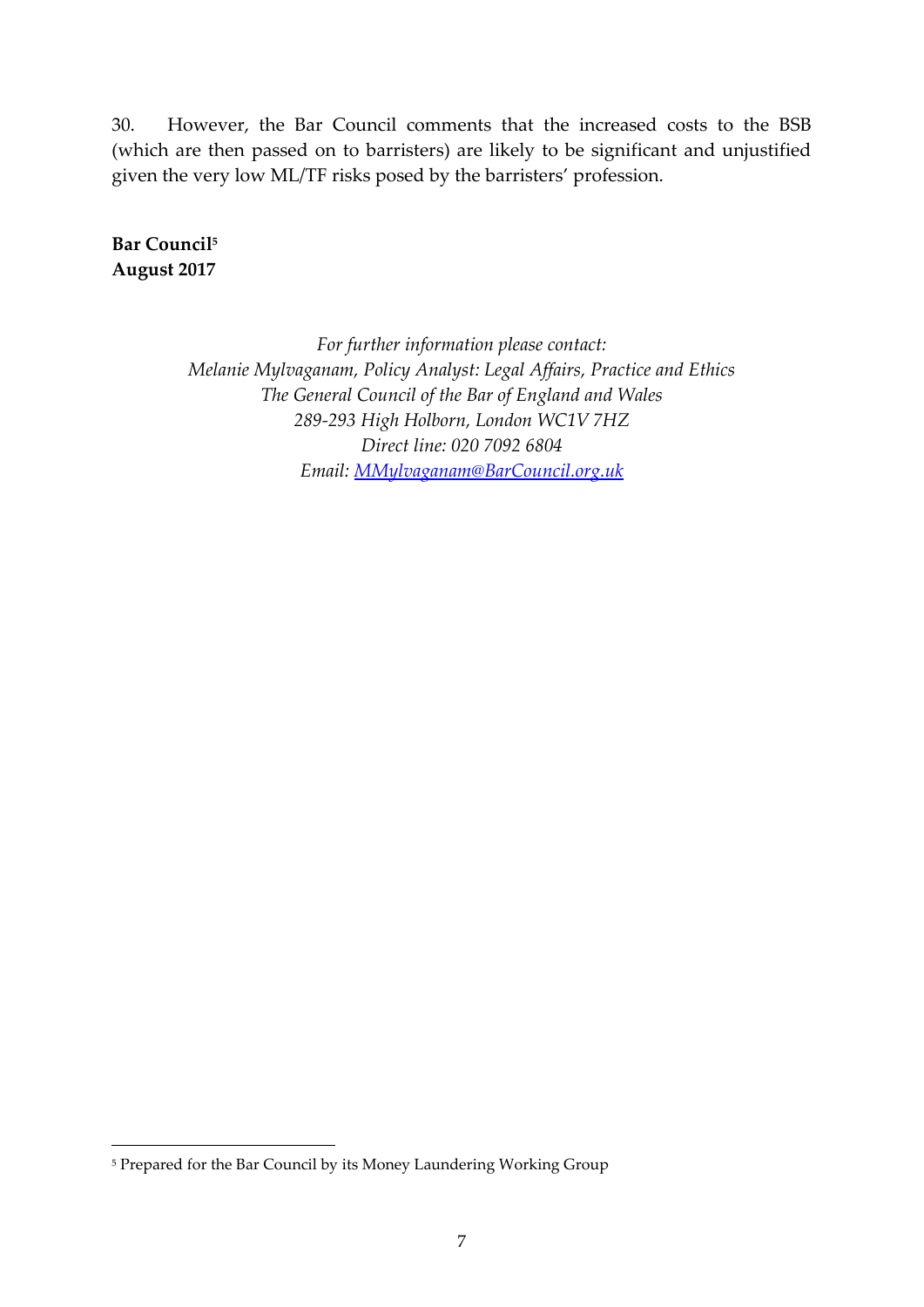30. However, the Bar Council comments that the increased costs to the BSB (which are then passed on to barristers) are likely to be significant and unjustified given the very low ML/TF risks posed by the barristers' profession.

**Bar Council**[5]
**August 2017**

*For further information please contact:*
*Melanie Mylvaganam, Policy Analyst: Legal Affairs, Practice and Ethics*
*The General Council of the Bar of England and Wales*
*289-293 High Holborn, London WC1V 7HZ*
*Direct line: 020 7092 6804*
*Email: [MMylvaganam@BarCouncil.org.uk](mailto:MMylvaganam@BarCouncil.org.uk)*

[5] Prepared for the Bar Council by its Money Laundering Working Group